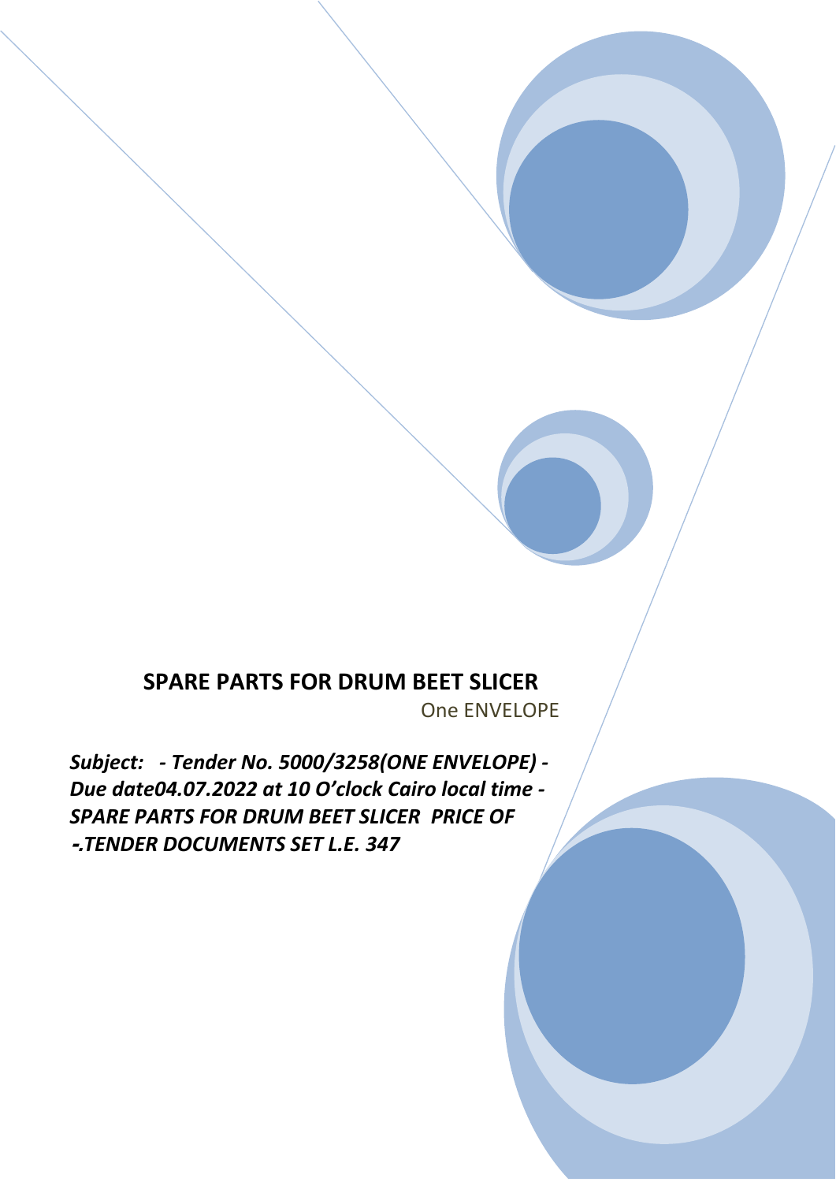# SPARE PARTS FOR DRUM BEET SLICER

One ENVELOPE

***Subject: - Tender No. 5000/3258(ONE ENVELOPE) - Due date04.07.2022 at 10 O'clock Cairo local time - SPARE PARTS FOR DRUM BEET SLICER PRICE OF -.TENDER DOCUMENTS SET L.E. 347***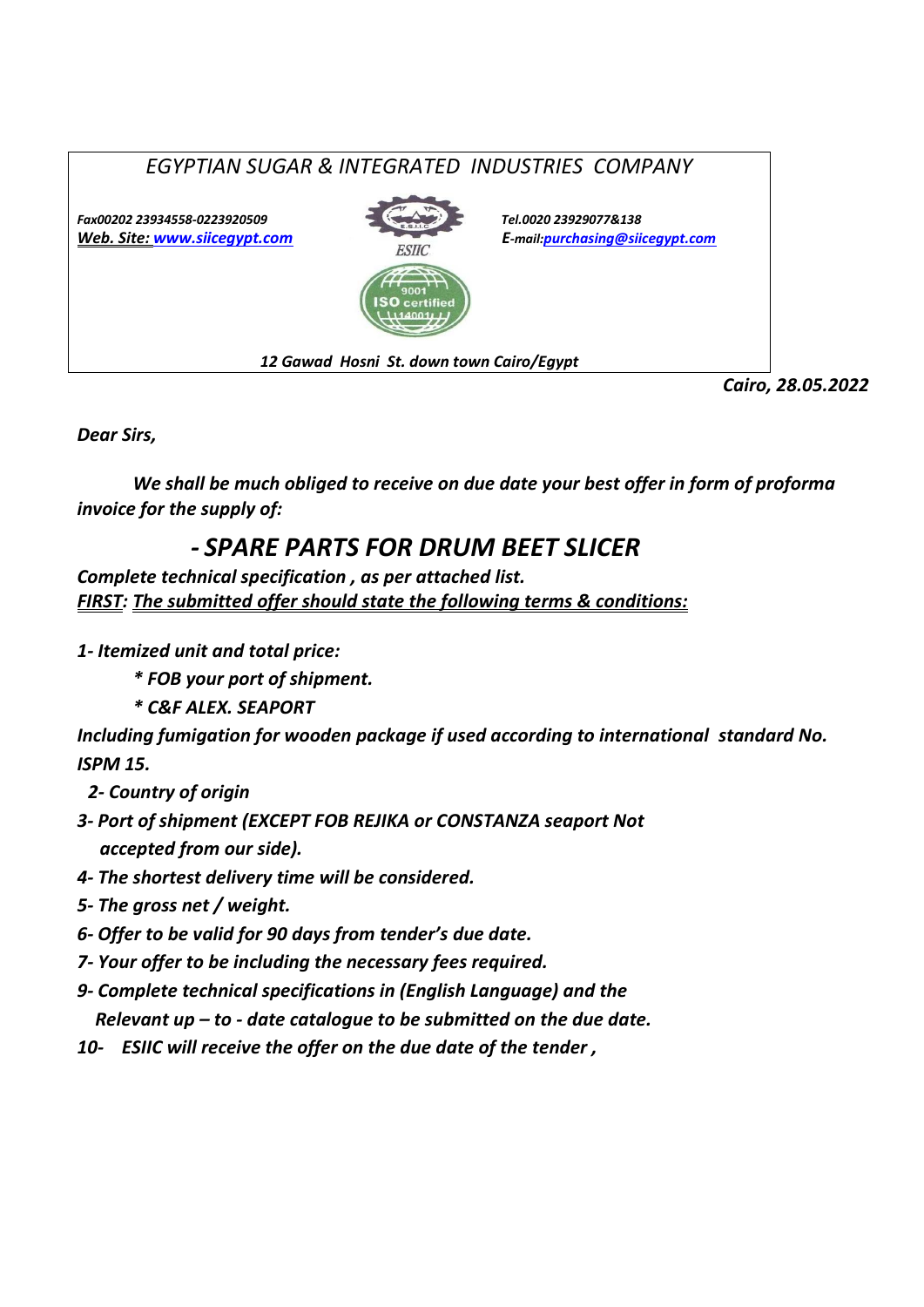*EGYPTIAN SUGAR & INTEGRATED INDUSTRIES COMPANY*

***Fax00202 23934558-0223920509***
***Web. Site: www.siicegypt.com***

ESIIC

9001 ISO certified 14001

***Tel.0020 23929077&138***
***E-mail:purchasing@siicegypt.com***

***12 Gawad Hosni St. down town Cairo/Egypt***

***Cairo, 28.05.2022***

***Dear Sirs,***

***We shall be much obliged to receive on due date your best offer in form of proforma invoice for the supply of:***

## ***- SPARE PARTS FOR DRUM BEET SLICER***

***Complete technical specification , as per attached list.***
***FIRST: The submitted offer should state the following terms & conditions:***

***1- Itemized unit and total price:***

***\* FOB your port of shipment.***

***\* C&F ALEX. SEAPORT***

***Including fumigation for wooden package if used according to international standard No. ISPM 15.***

***2- Country of origin***

***3- Port of shipment (EXCEPT FOB REJIKA or CONSTANZA seaport Not accepted from our side).***

***4- The shortest delivery time will be considered.***

***5- The gross net / weight.***

***6- Offer to be valid for 90 days from tender's due date.***

***7- Your offer to be including the necessary fees required.***

***9- Complete technical specifications in (English Language) and the Relevant up – to - date catalogue to be submitted on the due date.***

***10- ESIIC will receive the offer on the due date of the tender ,***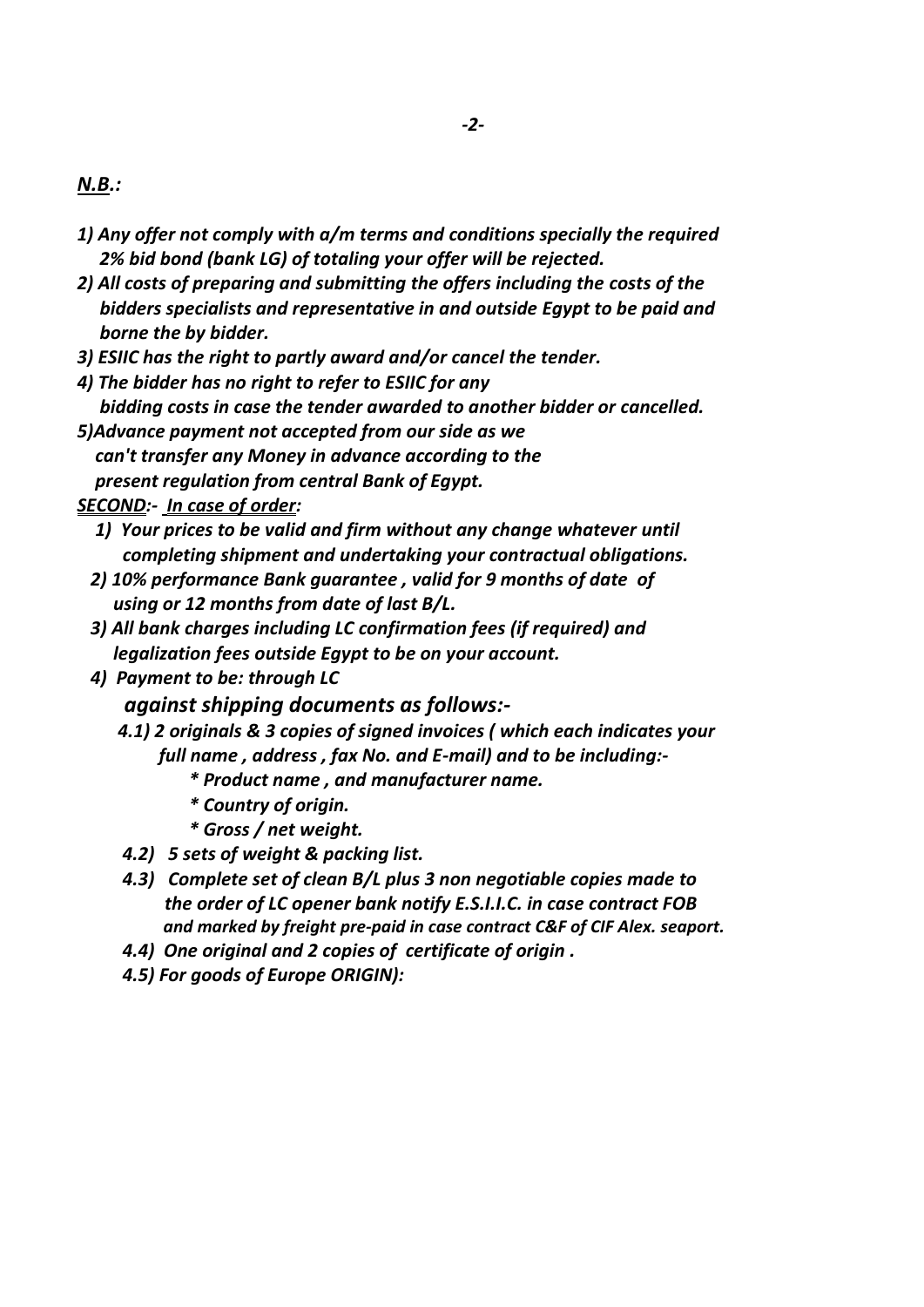***N.B.:***

*1) Any offer not comply with a/m terms and conditions specially the required 2% bid bond (bank LG) of totaling your offer will be rejected.*

*2) All costs of preparing and submitting the offers including the costs of the bidders specialists and representative in and outside Egypt to be paid and borne the by bidder.*

*3) ESIIC has the right to partly award and/or cancel the tender.*

*4) The bidder has no right to refer to ESIIC for any bidding costs in case the tender awarded to another bidder or cancelled.*

*5)Advance payment not accepted from our side as we can't transfer any Money in advance according to the present regulation from central Bank of Egypt.*

***SECOND:- In case of order:***

*1) Your prices to be valid and firm without any change whatever until completing shipment and undertaking your contractual obligations.*

*2) 10% performance Bank guarantee , valid for 9 months of date of using or 12 months from date of last B/L.*

*3) All bank charges including LC confirmation fees (if required) and legalization fees outside Egypt to be on your account.*

*4) Payment to be: through LC*

*against shipping documents as follows:-*

*4.1) 2 originals & 3 copies of signed invoices ( which each indicates your full name , address , fax No. and E-mail) and to be including:-*

- *Product name , and manufacturer name.*
- *Country of origin.*
- *Gross / net weight.*

*4.2) 5 sets of weight & packing list.*

*4.3) Complete set of clean B/L plus 3 non negotiable copies made to the order of LC opener bank notify E.S.I.I.C. in case contract FOB and marked by freight pre-paid in case contract C&F of CIF Alex. seaport.*

*4.4) One original and 2 copies of certificate of origin .*

*4.5) For goods of Europe ORIGIN):*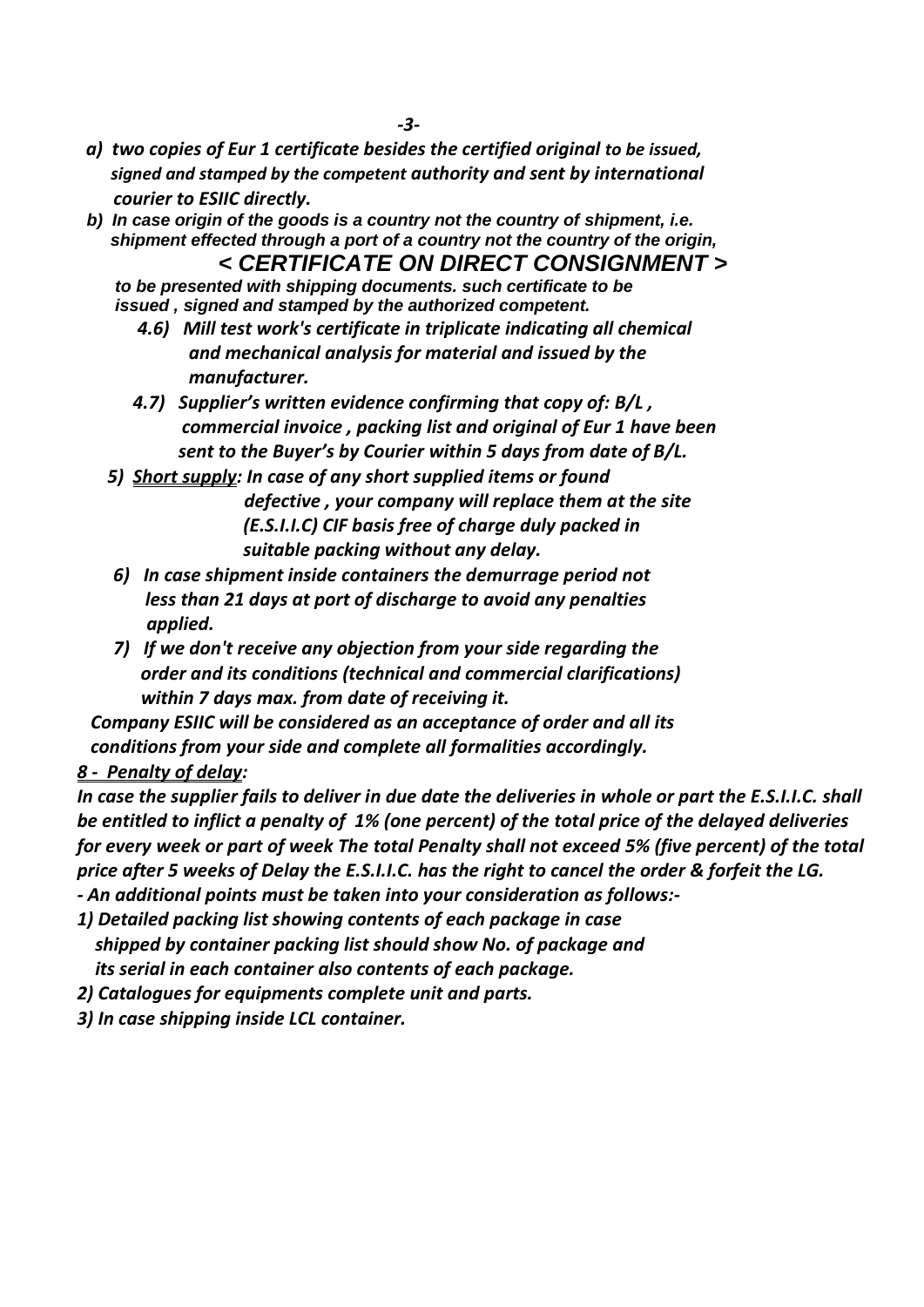*a) two copies of Eur 1 certificate besides the certified original to be issued, signed and stamped by the competent authority and sent by international courier to ESIIC directly.*

*b) In case origin of the goods is a country not the country of shipment, i.e. shipment effected through a port of a country not the country of the origin,*

***< CERTIFICATE ON DIRECT CONSIGNMENT >***

*to be presented with shipping documents. such certificate to be issued , signed and stamped by the authorized competent.*

***4.6) Mill test work's certificate in triplicate indicating all chemical and mechanical analysis for material and issued by the manufacturer.***

***4.7) Supplier's written evidence confirming that copy of: B/L , commercial invoice , packing list and original of Eur 1 have been sent to the Buyer's by Courier within 5 days from date of B/L.***

***5) <u>Short supply</u>: In case of any short supplied items or found defective , your company will replace them at the site (E.S.I.I.C) CIF basis free of charge duly packed in suitable packing without any delay.***

***6) In case shipment inside containers the demurrage period not less than 21 days at port of discharge to avoid any penalties applied.***

***7) If we don't receive any objection from your side regarding the order and its conditions (technical and commercial clarifications) within 7 days max. from date of receiving it.***

***Company ESIIC will be considered as an acceptance of order and all its conditions from your side and complete all formalities accordingly.***

***<u>8 - Penalty of delay</u>:***

***In case the supplier fails to deliver in due date the deliveries in whole or part the E.S.I.I.C. shall be entitled to inflict a penalty of 1% (one percent) of the total price of the delayed deliveries for every week or part of week The total Penalty shall not exceed 5% (five percent) of the total price after 5 weeks of Delay the E.S.I.I.C. has the right to cancel the order & forfeit the LG.***

***- An additional points must be taken into your consideration as follows:-***

***1) Detailed packing list showing contents of each package in case shipped by container packing list should show No. of package and its serial in each container also contents of each package.***

***2) Catalogues for equipments complete unit and parts.***

***3) In case shipping inside LCL container.***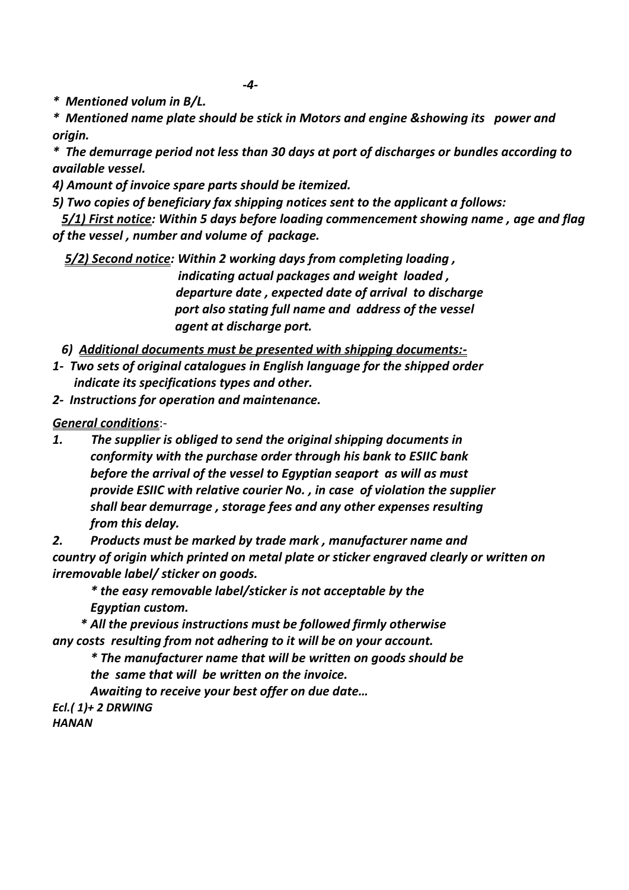*\* Mentioned volum in B/L.*

*\* Mentioned name plate should be stick in Motors and engine &showing its power and origin.*

*\* The demurrage period not less than 30 days at port of discharges or bundles according to available vessel.*

*4) Amount of invoice spare parts should be itemized.*

*5) Two copies of beneficiary fax shipping notices sent to the applicant a follows:*

*<u>5/1) First notice</u>: Within 5 days before loading commencement showing name , age and flag of the vessel , number and volume of package.*

*<u>5/2) Second notice</u>: Within 2 working days from completing loading , indicating actual packages and weight loaded , departure date , expected date of arrival to discharge port also stating full name and address of the vessel agent at discharge port.*

*6) <u>Additional documents must be presented with shipping documents:-</u>*

*1- Two sets of original catalogues in English language for the shipped order indicate its specifications types and other.*

*2- Instructions for operation and maintenance.*

*<u>General conditions</u>:-*

*1. The supplier is obliged to send the original shipping documents in conformity with the purchase order through his bank to ESIIC bank before the arrival of the vessel to Egyptian seaport as will as must provide ESIIC with relative courier No. , in case of violation the supplier shall bear demurrage , storage fees and any other expenses resulting from this delay.*

*2. Products must be marked by trade mark , manufacturer name and country of origin which printed on metal plate or sticker engraved clearly or written on irremovable label/ sticker on goods.*

*\* the easy removable label/sticker is not acceptable by the Egyptian custom.*

*\* All the previous instructions must be followed firmly otherwise any costs resulting from not adhering to it will be on your account.*

*\* The manufacturer name that will be written on goods should be the same that will be written on the invoice.*

*Awaiting to receive your best offer on due date…*

*Ecl.( 1)+ 2 DRWING*

*HANAN*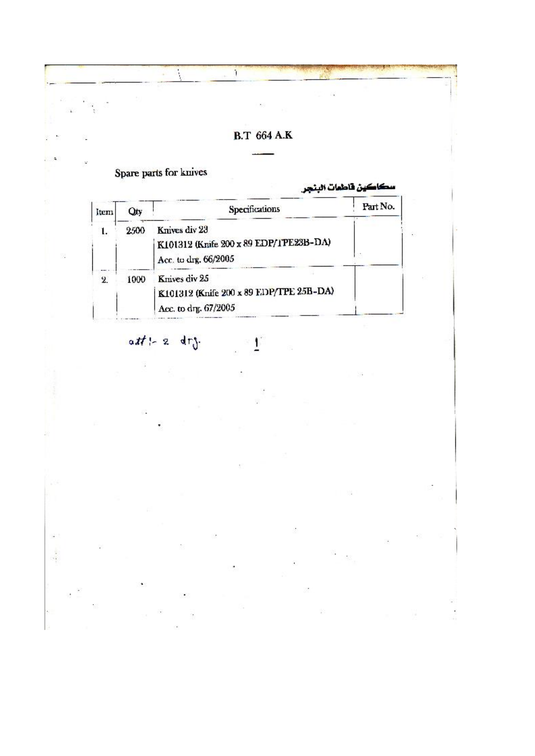# B.T 664 A.K

Spare parts for knives

سكاكين قاطعات البنجر

| Item | Qty | Specifications | Part No. |
|---|---|---|---|
| 1. | 2500 | Knives div 23<br>K101312 (Knife 200 x 89 EDP/TPE23B-DA)<br>Acc. to drg. 66/2005 | |
| 2. | 1000 | Knives div 25<br>K101312 (Knife 200 x 89 EDP/TPE 25B-DA)<br>Acc. to drg. 67/2005 | |

att :- 2 drg.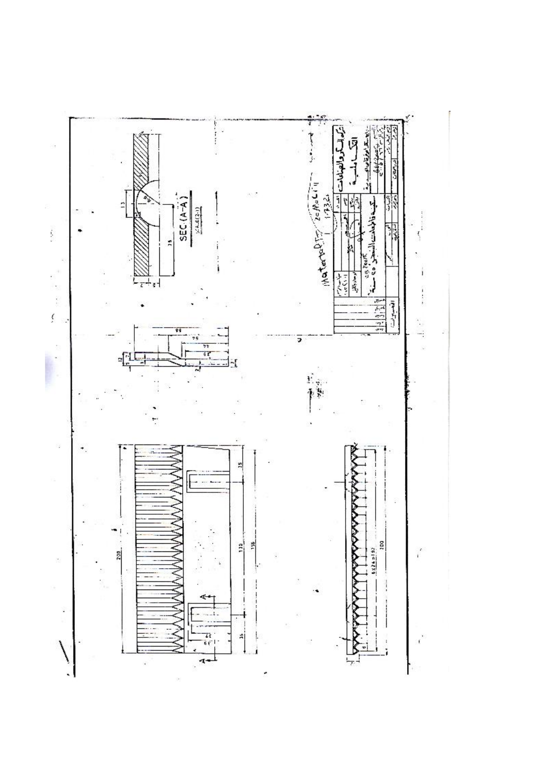SEC (A-A)

SCALE (2:1)

Material: X 210 Cr 12 (1.2080)

200

170

190

35

8 X 24 = 192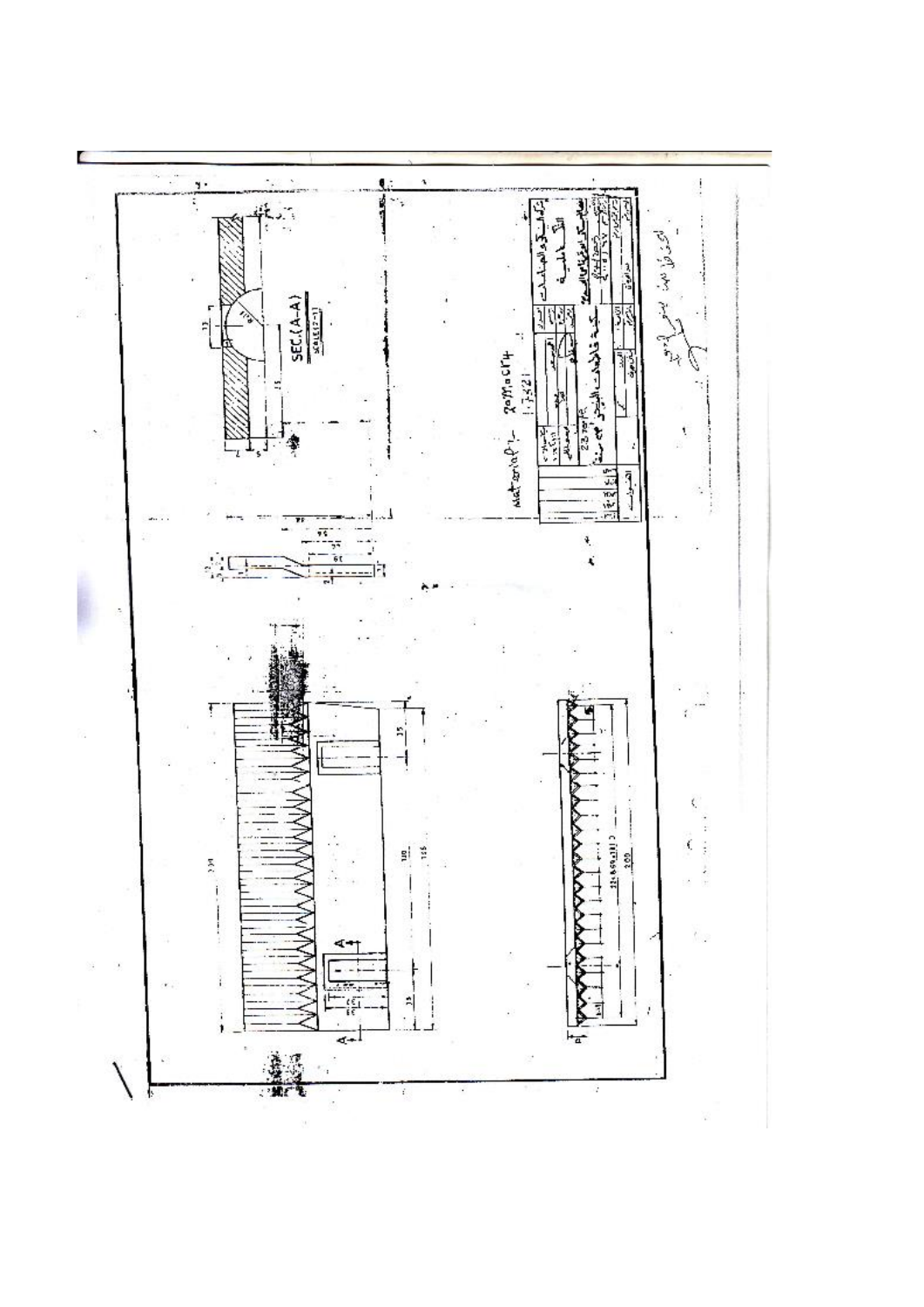SEC.(A-A)

SCALE(2:1)

Material:- 20MnCr4

1.7321

200